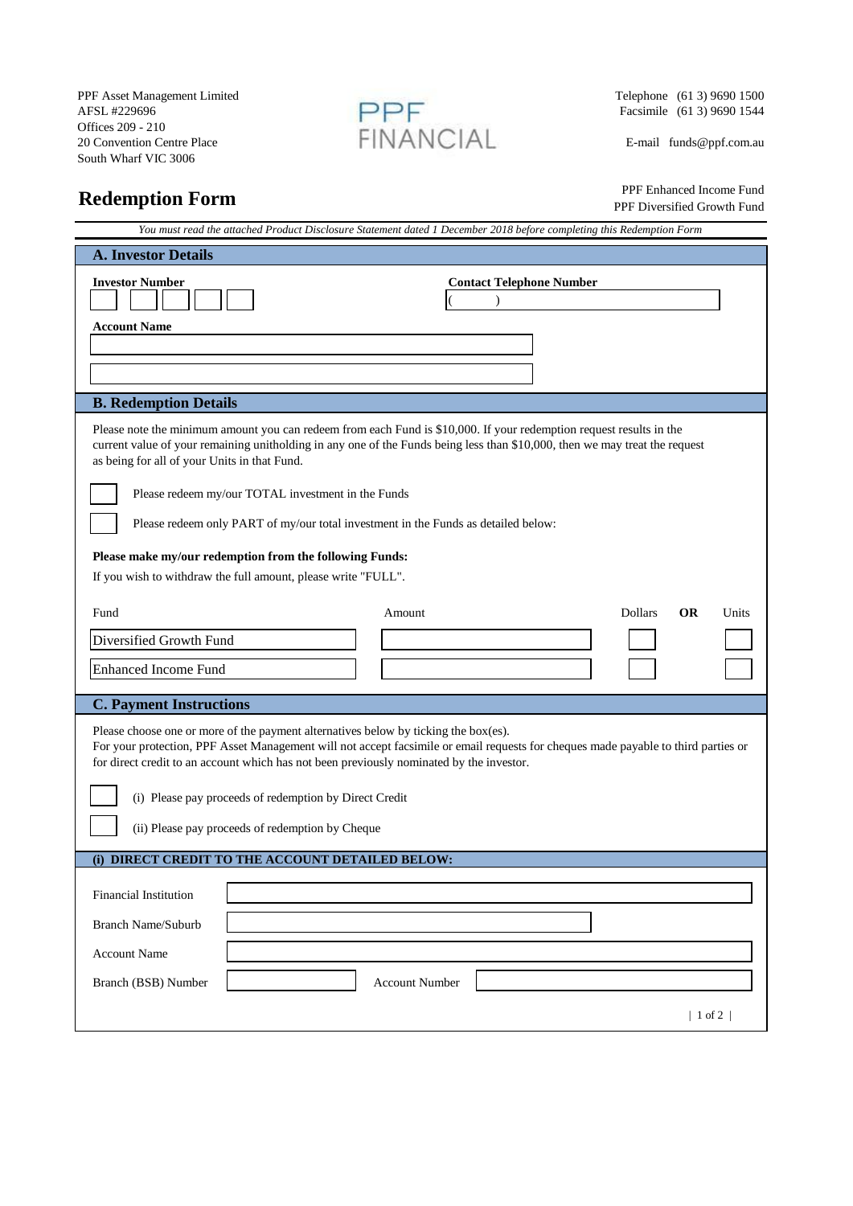PPF Asset Management Limited
AFSL #229696
Offices 209 - 210
20 Convention Centre Place
South Wharf VIC 3006

PPF FINANCIAL

Telephone (61 3) 9690 1500
Facsimile (61 3) 9690 1544

E-mail funds@ppf.com.au

# Redemption Form

PPF Enhanced Income Fund
PPF Diversified Growth Fund

*You must read the attached Product Disclosure Statement dated 1 December 2018 before completing this Redemption Form*

## A. Investor Details

**Investor Number**

**Contact Telephone Number**

( )

**Account Name**

## B. Redemption Details

Please note the minimum amount you can redeem from each Fund is $10,000. If your redemption request results in the current value of your remaining unitholding in any one of the Funds being less than $10,000, then we may treat the request as being for all of your Units in that Fund.

☐ Please redeem my/our TOTAL investment in the Funds

☐ Please redeem only PART of my/our total investment in the Funds as detailed below:

**Please make my/our redemption from the following Funds:**

If you wish to withdraw the full amount, please write "FULL".

| Fund | Amount | Dollars | **OR** | Units |
|---|---|---|---|---|
| Diversified Growth Fund | | ☐ | | ☐ |
| Enhanced Income Fund | | ☐ | | ☐ |

## C. Payment Instructions

Please choose one or more of the payment alternatives below by ticking the box(es).
For your protection, PPF Asset Management will not accept facsimile or email requests for cheques made payable to third parties or for direct credit to an account which has not been previously nominated by the investor.

☐ (i) Please pay proceeds of redemption by Direct Credit

☐ (ii) Please pay proceeds of redemption by Cheque

### (i) DIRECT CREDIT TO THE ACCOUNT DETAILED BELOW:

Financial Institution

Branch Name/Suburb

Account Name

Branch (BSB) Number Account Number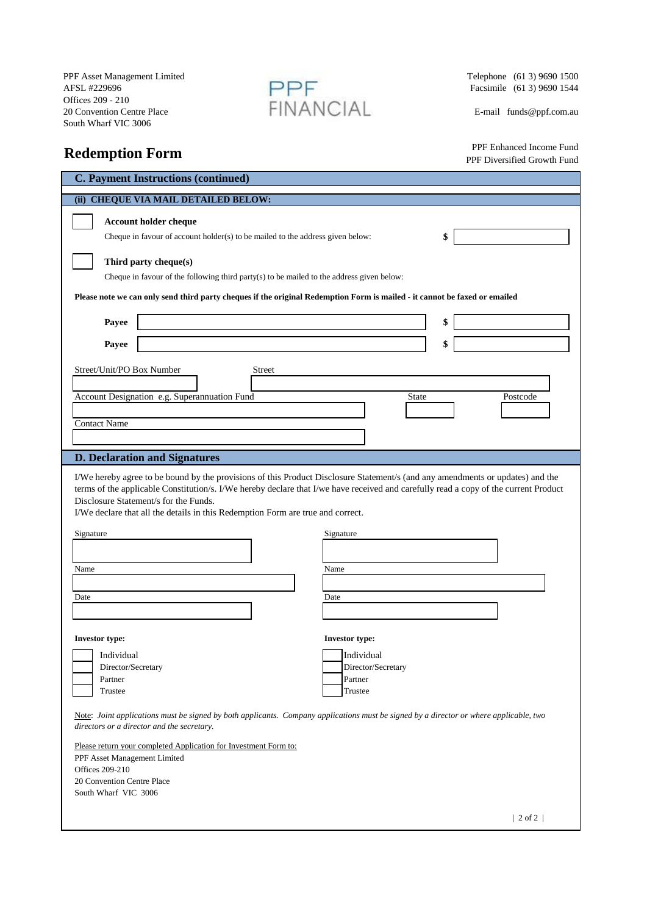PPF Asset Management Limited
AFSL #229696
Offices 209 - 210
20 Convention Centre Place
South Wharf VIC 3006

PPF FINANCIAL

Telephone (61 3) 9690 1500
Facsimile (61 3) 9690 1544

E-mail funds@ppf.com.au

# Redemption Form

PPF Enhanced Income Fund
PPF Diversified Growth Fund

## C. Payment Instructions (continued)

### (ii) CHEQUE VIA MAIL DETAILED BELOW:

☐ **Account holder cheque**

Cheque in favour of account holder(s) to be mailed to the address given below: $

☐ **Third party cheque(s)**

Cheque in favour of the following third party(s) to be mailed to the address given below:

**Please note we can only send third party cheques if the original Redemption Form is mailed - it cannot be faxed or emailed**

**Payee** $

**Payee** $

Street/Unit/PO Box Number

Street

Account Designation e.g. Superannuation Fund

State

Postcode

Contact Name

## D. Declaration and Signatures

I/We hereby agree to be bound by the provisions of this Product Disclosure Statement/s (and any amendments or updates) and the terms of the applicable Constitution/s. I/We hereby declare that I/we have received and carefully read a copy of the current Product Disclosure Statement/s for the Funds.
I/We declare that all the details in this Redemption Form are true and correct.

Signature

Name

Date

**Investor type:**

☐ Individual
☐ Director/Secretary
☐ Partner
☐ Trustee

Signature

Name

Date

**Investor type:**

☐ Individual
☐ Director/Secretary
☐ Partner
☐ Trustee

Note: *Joint applications must be signed by both applicants. Company applications must be signed by a director or where applicable, two directors or a director and the secretary.*

Please return your completed Application for Investment Form to:
PPF Asset Management Limited
Offices 209-210
20 Convention Centre Place
South Wharf VIC 3006